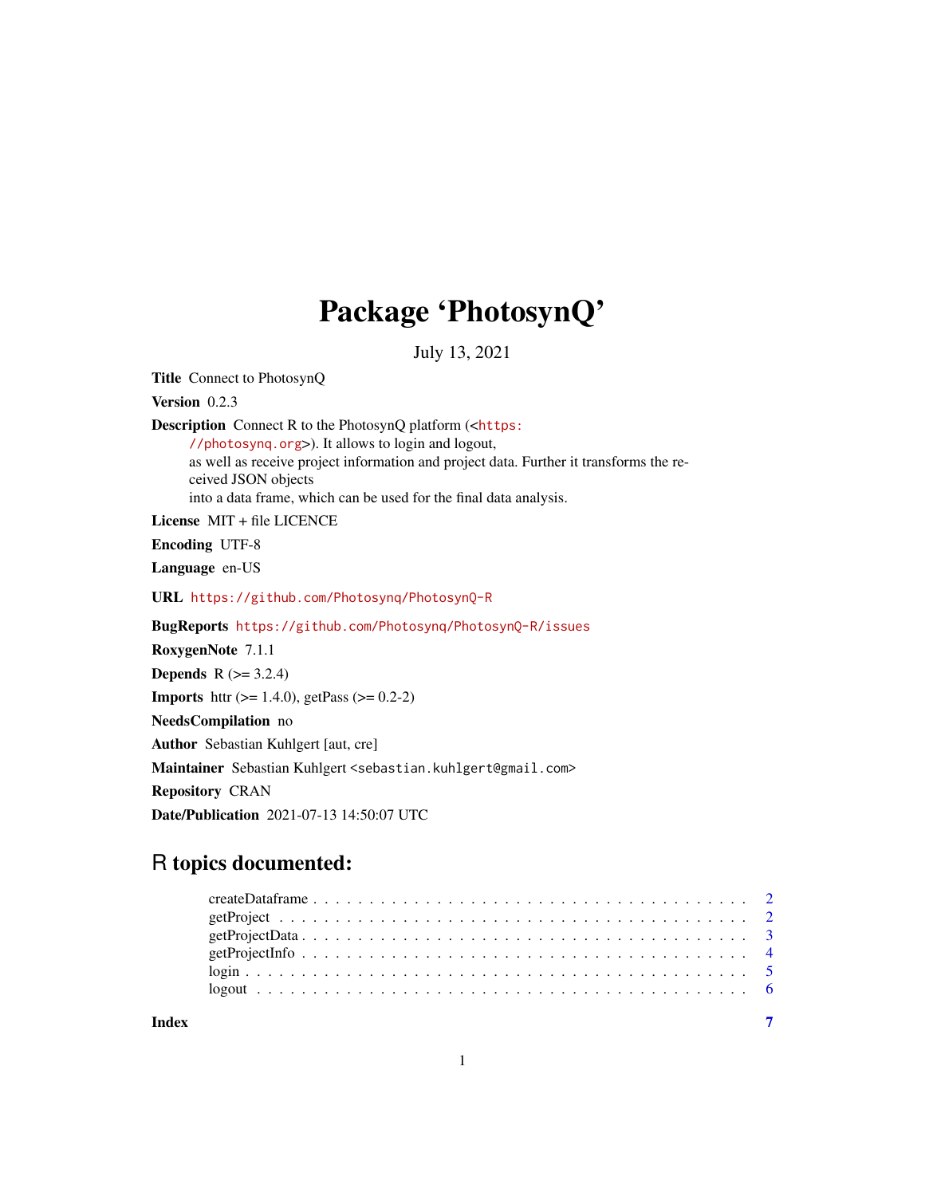# Package 'PhotosynQ'

July 13, 2021

**Title** Connect to PhotosynQ

**Version** 0.2.3

**Description** Connect R to the PhotosynQ platform (<https://photosynq.org>). It allows to login and logout, as well as receive project information and project data. Further it transforms the received JSON objects into a data frame, which can be used for the final data analysis.

**License** MIT + file LICENCE

**Encoding** UTF-8

**Language** en-US

**URL** https://github.com/Photosynq/PhotosynQ-R

**BugReports** https://github.com/Photosynq/PhotosynQ-R/issues

**RoxygenNote** 7.1.1

**Depends** R (>= 3.2.4)

**Imports** httr (>= 1.4.0), getPass (>= 0.2-2)

**NeedsCompilation** no

**Author** Sebastian Kuhlgert [aut, cre]

**Maintainer** Sebastian Kuhlgert <sebastian.kuhlgert@gmail.com>

**Repository** CRAN

**Date/Publication** 2021-07-13 14:50:07 UTC

## R topics documented:

- createDataframe . . . . . . . . . . . . . . . . . . . . . . . . . . . . . . . . . . . . . 2
- getProject . . . . . . . . . . . . . . . . . . . . . . . . . . . . . . . . . . . . . . . . 2
- getProjectData . . . . . . . . . . . . . . . . . . . . . . . . . . . . . . . . . . . . . . 3
- getProjectInfo . . . . . . . . . . . . . . . . . . . . . . . . . . . . . . . . . . . . . . 4
- login . . . . . . . . . . . . . . . . . . . . . . . . . . . . . . . . . . . . . . . . . . . 5
- logout . . . . . . . . . . . . . . . . . . . . . . . . . . . . . . . . . . . . . . . . . . 6

**Index** 7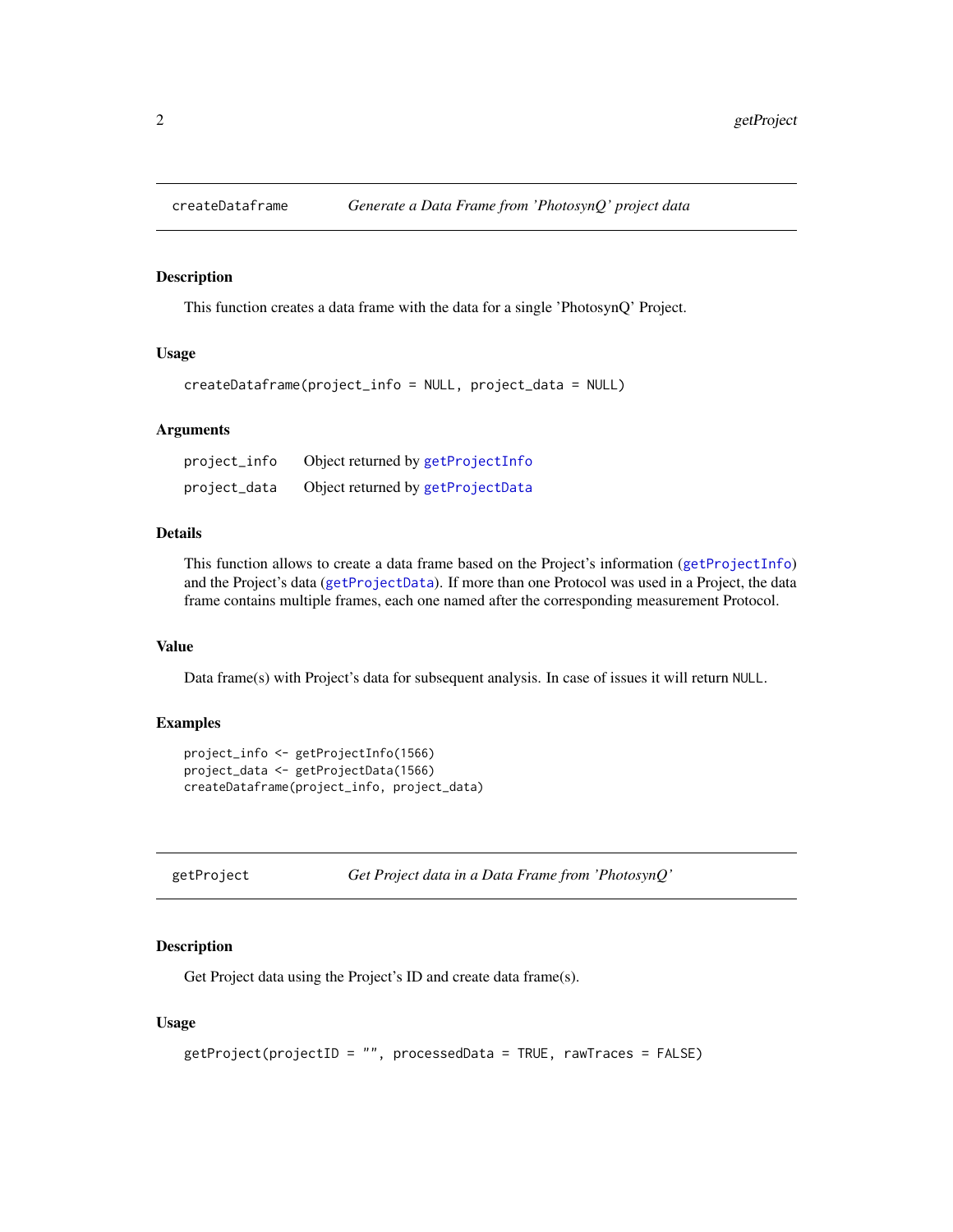## createDataframe — *Generate a Data Frame from 'PhotosynQ' project data*

### Description

This function creates a data frame with the data for a single 'PhotosynQ' Project.

### Usage

```
createDataframe(project_info = NULL, project_data = NULL)
```

### Arguments

| | |
|---|---|
| project_info | Object returned by getProjectInfo |
| project_data | Object returned by getProjectData |

### Details

This function allows to create a data frame based on the Project's information (getProjectInfo) and the Project's data (getProjectData). If more than one Protocol was used in a Project, the data frame contains multiple frames, each one named after the corresponding measurement Protocol.

### Value

Data frame(s) with Project's data for subsequent analysis. In case of issues it will return NULL.

### Examples

```
project_info <- getProjectInfo(1566)
project_data <- getProjectData(1566)
createDataframe(project_info, project_data)
```

## getProject — *Get Project data in a Data Frame from 'PhotosynQ'*

### Description

Get Project data using the Project's ID and create data frame(s).

### Usage

```
getProject(projectID = "", processedData = TRUE, rawTraces = FALSE)
```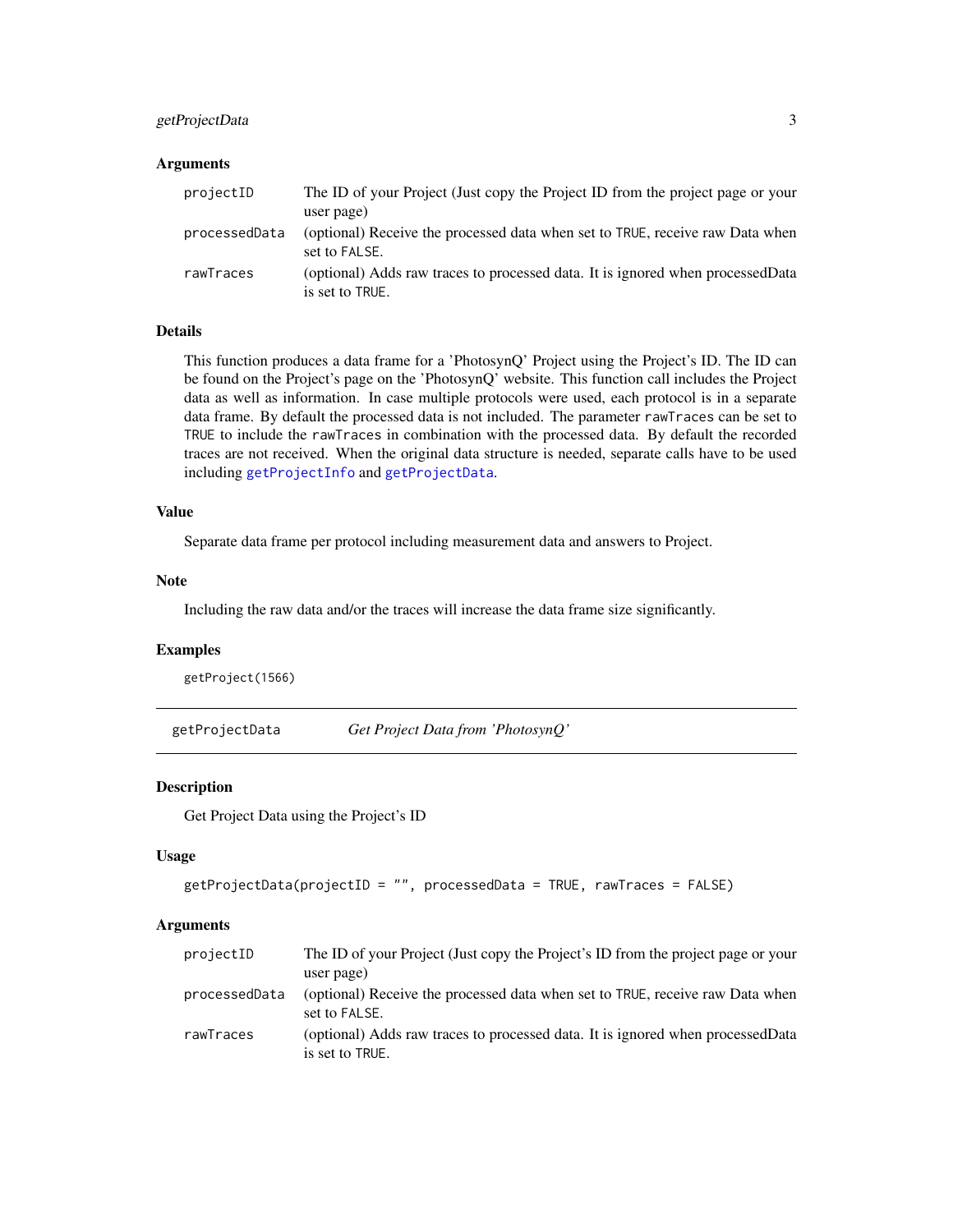### Arguments

| | |
|---|---|
| `projectID` | The ID of your Project (Just copy the Project ID from the project page or your user page) |
| `processedData` | (optional) Receive the processed data when set to `TRUE`, receive raw Data when set to `FALSE`. |
| `rawTraces` | (optional) Adds raw traces to processed data. It is ignored when processedData is set to `TRUE`. |

### Details

This function produces a data frame for a 'PhotosynQ' Project using the Project's ID. The ID can be found on the Project's page on the 'PhotosynQ' website. This function call includes the Project data as well as information. In case multiple protocols were used, each protocol is in a separate data frame. By default the processed data is not included. The parameter `rawTraces` can be set to `TRUE` to include the `rawTraces` in combination with the processed data. By default the recorded traces are not received. When the original data structure is needed, separate calls have to be used including `getProjectInfo` and `getProjectData`.

### Value

Separate data frame per protocol including measurement data and answers to Project.

### Note

Including the raw data and/or the traces will increase the data frame size significantly.

### Examples

```
getProject(1566)
```

---

## getProjectData — *Get Project Data from 'PhotosynQ'*

---

### Description

Get Project Data using the Project's ID

### Usage

```
getProjectData(projectID = "", processedData = TRUE, rawTraces = FALSE)
```

### Arguments

| | |
|---|---|
| `projectID` | The ID of your Project (Just copy the Project's ID from the project page or your user page) |
| `processedData` | (optional) Receive the processed data when set to `TRUE`, receive raw Data when set to `FALSE`. |
| `rawTraces` | (optional) Adds raw traces to processed data. It is ignored when processedData is set to `TRUE`. |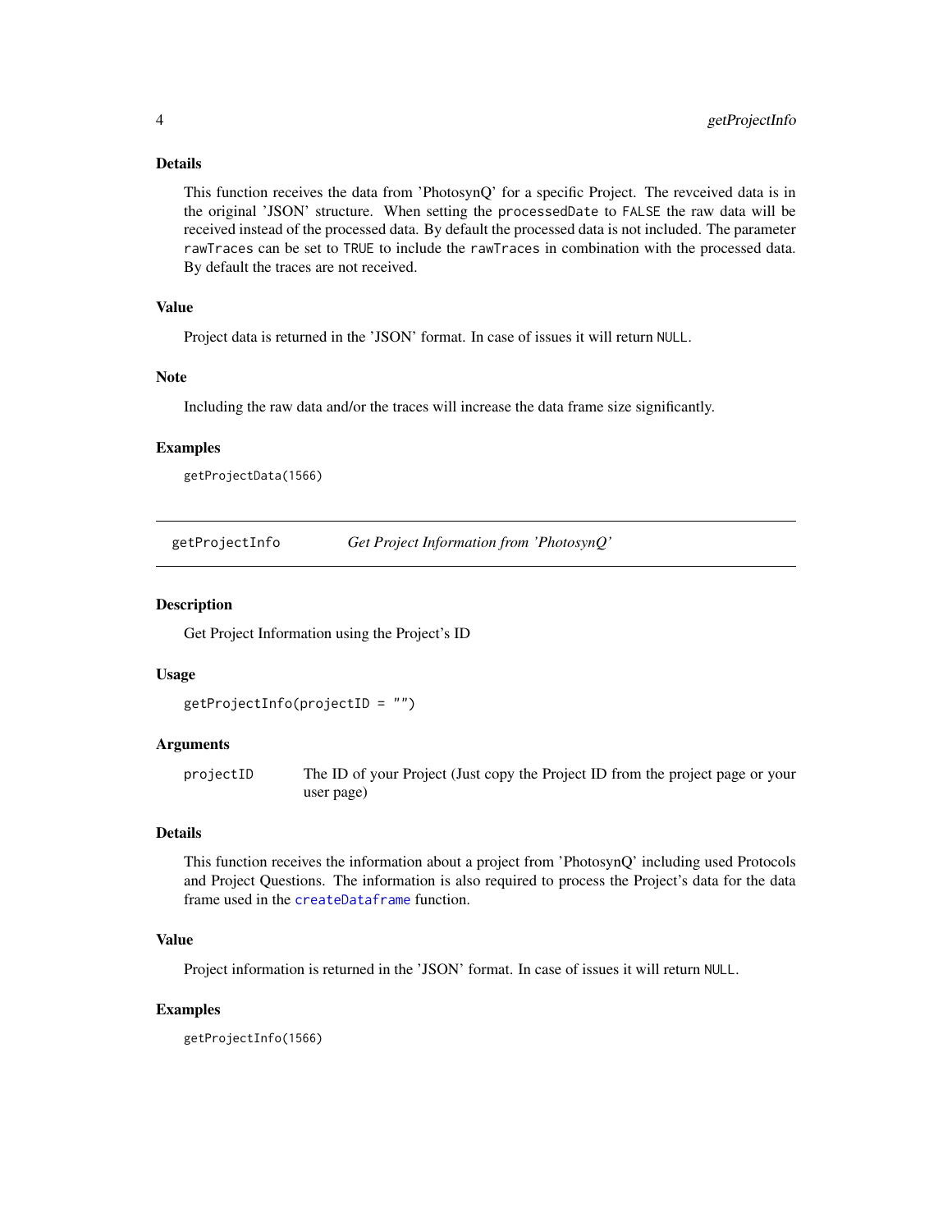### Details

This function receives the data from 'PhotosynQ' for a specific Project. The revceived data is in the original 'JSON' structure. When setting the `processedDate` to `FALSE` the raw data will be received instead of the processed data. By default the processed data is not included. The parameter `rawTraces` can be set to `TRUE` to include the `rawTraces` in combination with the processed data. By default the traces are not received.

### Value

Project data is returned in the 'JSON' format. In case of issues it will return `NULL`.

### Note

Including the raw data and/or the traces will increase the data frame size significantly.

### Examples

```
getProjectData(1566)
```

---

## getProjectInfo — *Get Project Information from 'PhotosynQ'*

---

### Description

Get Project Information using the Project's ID

### Usage

```
getProjectInfo(projectID = "")
```

### Arguments

| | |
|---|---|
| `projectID` | The ID of your Project (Just copy the Project ID from the project page or your user page) |

### Details

This function receives the information about a project from 'PhotosynQ' including used Protocols and Project Questions. The information is also required to process the Project's data for the data frame used in the `createDataframe` function.

### Value

Project information is returned in the 'JSON' format. In case of issues it will return `NULL`.

### Examples

```
getProjectInfo(1566)
```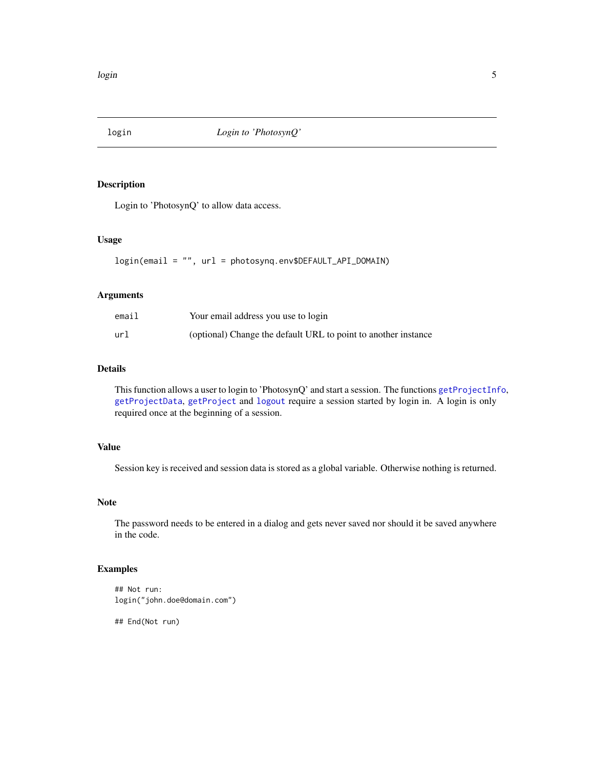## login — *Login to 'PhotosynQ'*

### Description

Login to 'PhotosynQ' to allow data access.

### Usage

```
login(email = "", url = photosynq.env$DEFAULT_API_DOMAIN)
```

### Arguments

| | |
|---|---|
| email | Your email address you use to login |
| url | (optional) Change the default URL to point to another instance |

### Details

This function allows a user to login to 'PhotosynQ' and start a session. The functions `getProjectInfo`, `getProjectData`, `getProject` and `logout` require a session started by login in. A login is only required once at the beginning of a session.

### Value

Session key is received and session data is stored as a global variable. Otherwise nothing is returned.

### Note

The password needs to be entered in a dialog and gets never saved nor should it be saved anywhere in the code.

### Examples

```
## Not run:
login("john.doe@domain.com")

## End(Not run)
```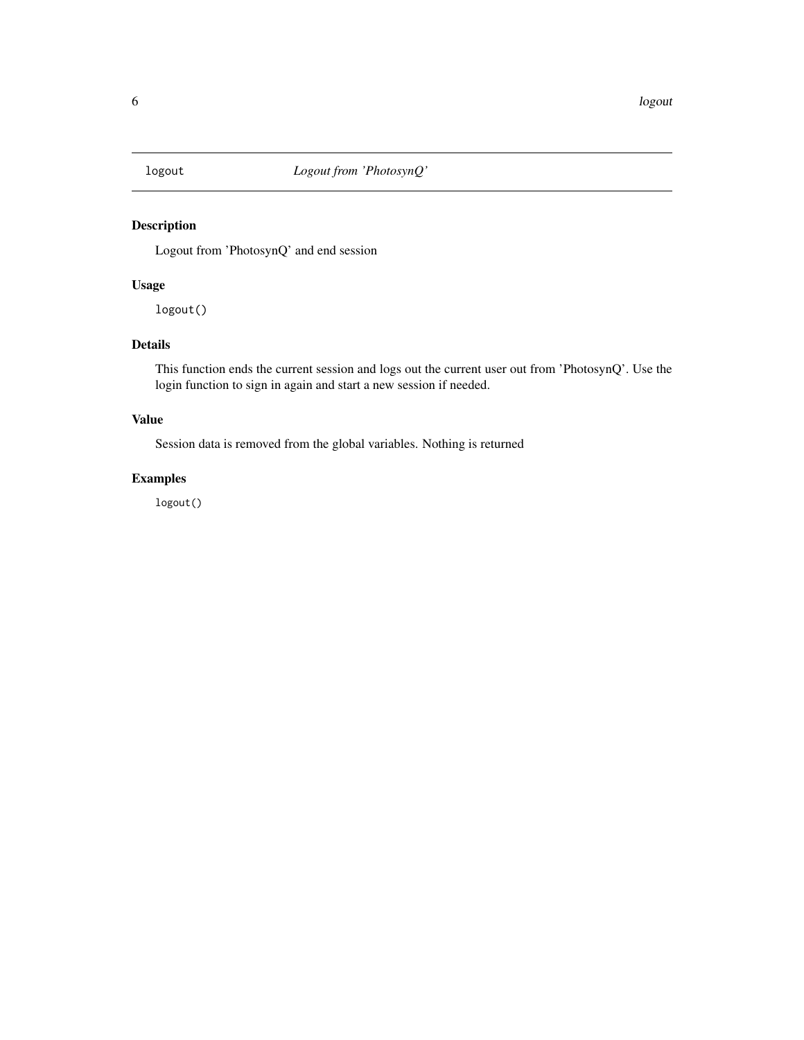## logout — *Logout from 'PhotosynQ'*

### Description

Logout from 'PhotosynQ' and end session

### Usage

```
logout()
```

### Details

This function ends the current session and logs out the current user out from 'PhotosynQ'. Use the login function to sign in again and start a new session if needed.

### Value

Session data is removed from the global variables. Nothing is returned

### Examples

```
logout()
```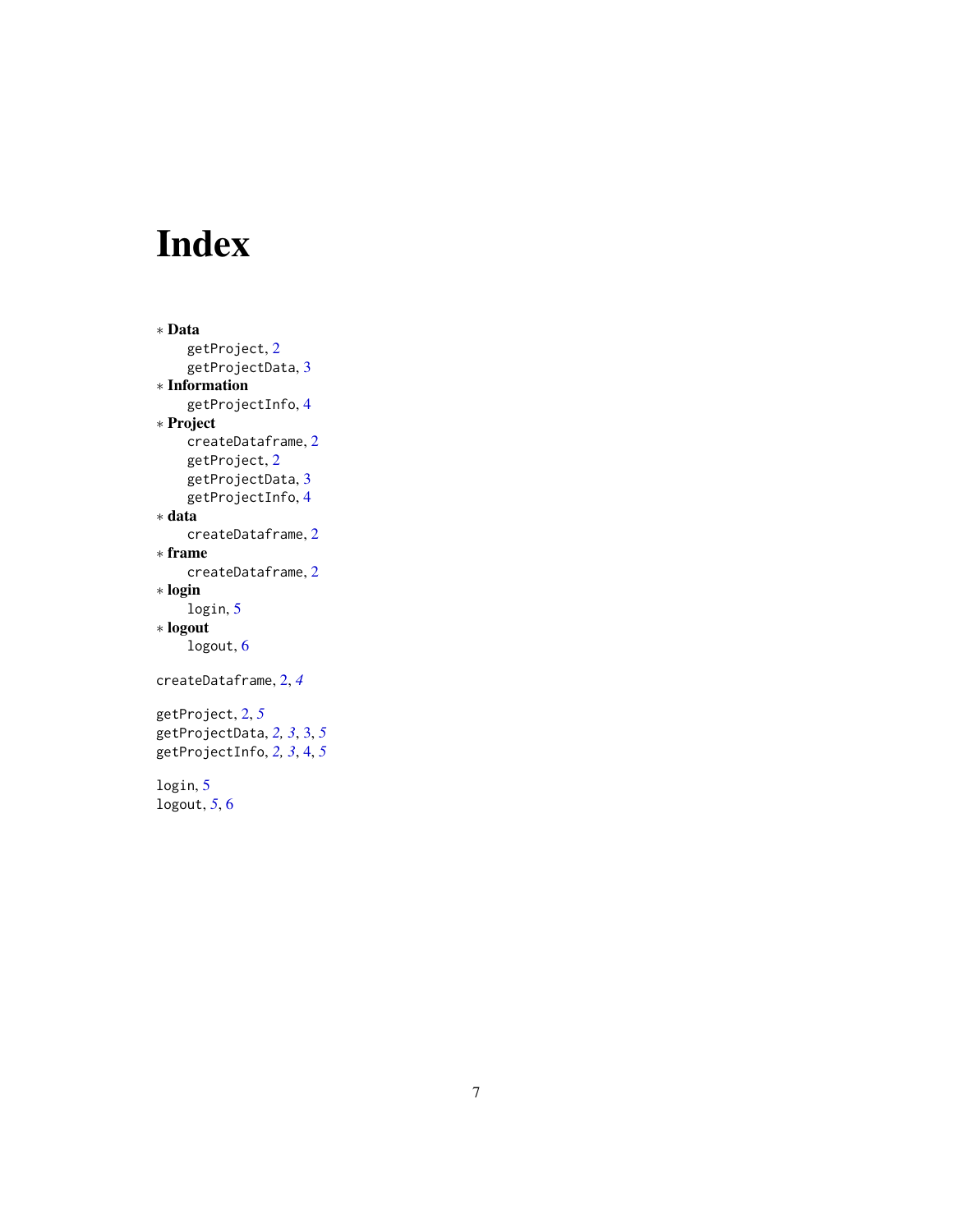# Index

∗ **Data**
  getProject, 2
  getProjectData, 3
∗ **Information**
  getProjectInfo, 4
∗ **Project**
  createDataframe, 2
  getProject, 2
  getProjectData, 3
  getProjectInfo, 4
∗ **data**
  createDataframe, 2
∗ **frame**
  createDataframe, 2
∗ **login**
  login, 5
∗ **logout**
  logout, 6

createDataframe, 2, *4*

getProject, 2, *5*
getProjectData, *2, 3*, 3, *5*
getProjectInfo, *2, 3*, 4, *5*

login, 5
logout, *5*, 6